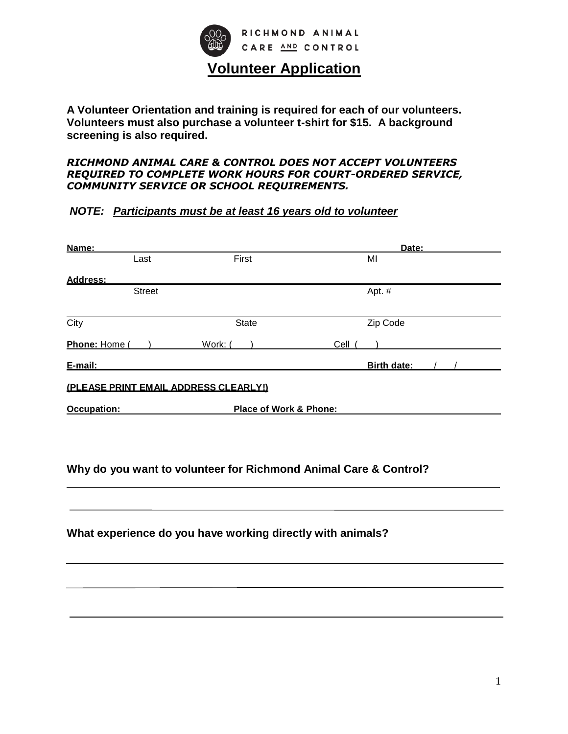RICHMOND ANIMAL CARE AND CONTROL

# Volunteer Application

**A Volunteer Orientation and training is required for each of our volunteers. Volunteers must also purchase a volunteer t-shirt for $15. A background screening is also required.**

***RICHMOND ANIMAL CARE & CONTROL DOES NOT ACCEPT VOLUNTEERS REQUIRED TO COMPLETE WORK HOURS FOR COURT-ORDERED SERVICE, COMMUNITY SERVICE OR SCHOOL REQUIREMENTS.***

***NOTE: Participants must be at least 16 years old to volunteer***

**Name:** ______________________________________________ **Date:** ____________

Last First MI

**Address:** ____________________________________________________________

Street Apt. #

____________________________________________________________

City State Zip Code

**Phone:** Home ( ) ________ Work: ( ) ________ Cell ( ) ________

**E-mail:** ______________________________________ **Birth date:** ___/___/___

**(PLEASE PRINT EMAIL ADDRESS CLEARLY!)**

**Occupation:** ________________ **Place of Work & Phone:** ________________________

**Why do you want to volunteer for Richmond Animal Care & Control?**

____________________________________________________________

____________________________________________________________

**What experience do you have working directly with animals?**

____________________________________________________________

____________________________________________________________

____________________________________________________________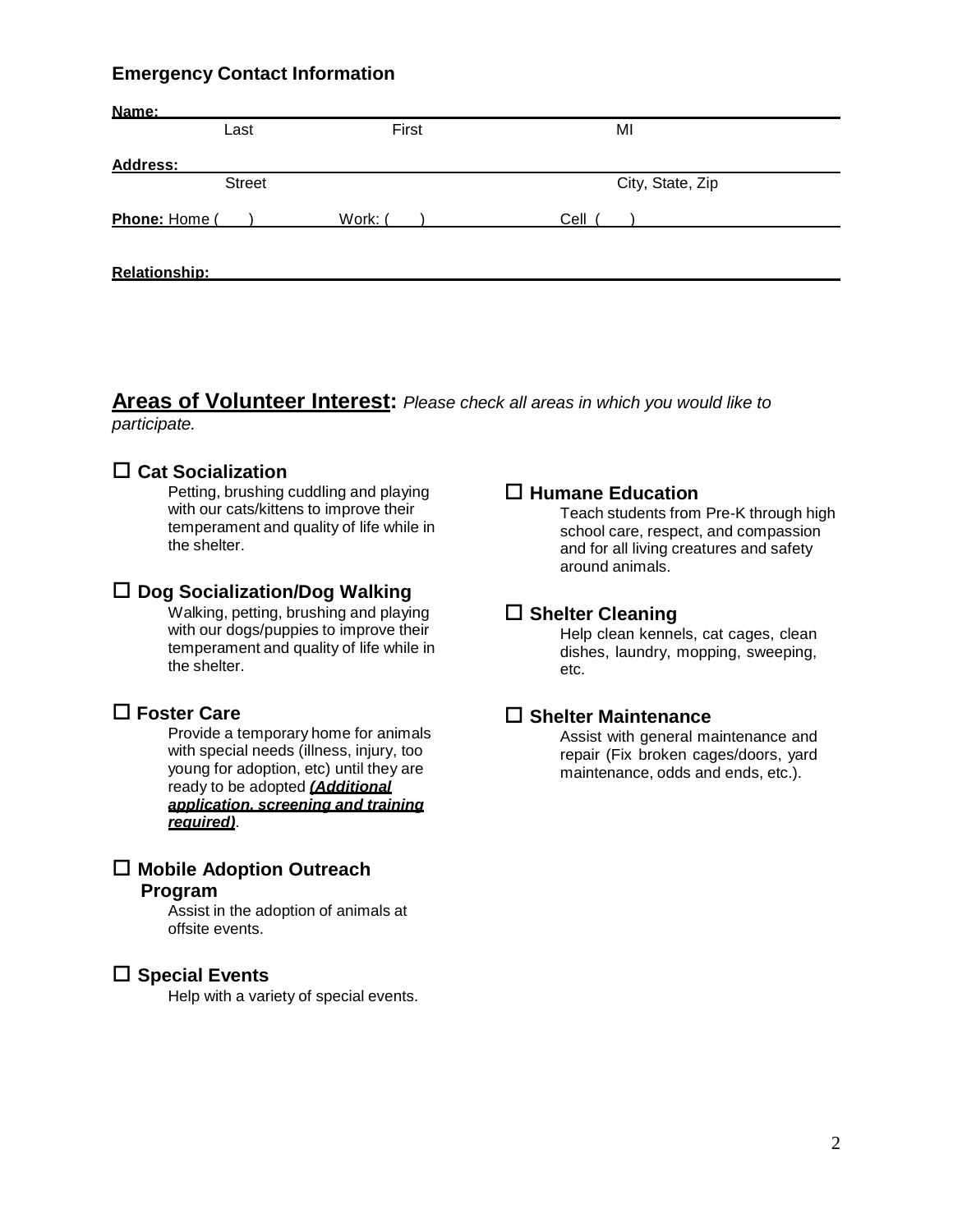### Emergency Contact Information

**Name:** ______________________________________________
Last First MI

**Address:** ______________________________________________
Street City, State, Zip

**Phone:** Home ( ) Work: ( ) Cell ( )

**Relationship:** ______________________________________________

## Areas of Volunteer Interest: *Please check all areas in which you would like to participate.*

☐ **Cat Socialization**
Petting, brushing cuddling and playing with our cats/kittens to improve their temperament and quality of life while in the shelter.

☐ **Dog Socialization/Dog Walking**
Walking, petting, brushing and playing with our dogs/puppies to improve their temperament and quality of life while in the shelter.

☐ **Foster Care**
Provide a temporary home for animals with special needs (illness, injury, too young for adoption, etc) until they are ready to be adopted ***(Additional application, screening and training required)***.

☐ **Mobile Adoption Outreach Program**
Assist in the adoption of animals at offsite events.

☐ **Special Events**
Help with a variety of special events.

☐ **Humane Education**
Teach students from Pre-K through high school care, respect, and compassion and for all living creatures and safety around animals.

☐ **Shelter Cleaning**
Help clean kennels, cat cages, clean dishes, laundry, mopping, sweeping, etc.

☐ **Shelter Maintenance**
Assist with general maintenance and repair (Fix broken cages/doors, yard maintenance, odds and ends, etc.).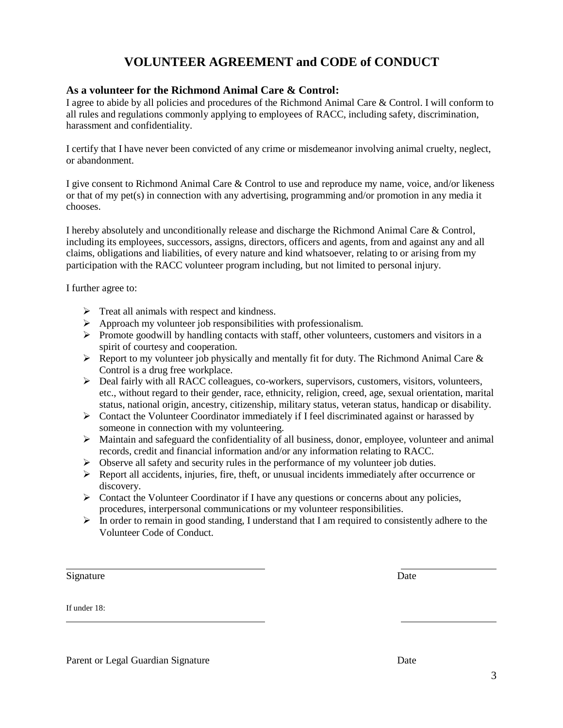# VOLUNTEER AGREEMENT and CODE of CONDUCT

### As a volunteer for the Richmond Animal Care & Control:

I agree to abide by all policies and procedures of the Richmond Animal Care & Control. I will conform to all rules and regulations commonly applying to employees of RACC, including safety, discrimination, harassment and confidentiality.

I certify that I have never been convicted of any crime or misdemeanor involving animal cruelty, neglect, or abandonment.

I give consent to Richmond Animal Care & Control to use and reproduce my name, voice, and/or likeness or that of my pet(s) in connection with any advertising, programming and/or promotion in any media it chooses.

I hereby absolutely and unconditionally release and discharge the Richmond Animal Care & Control, including its employees, successors, assigns, directors, officers and agents, from and against any and all claims, obligations and liabilities, of every nature and kind whatsoever, relating to or arising from my participation with the RACC volunteer program including, but not limited to personal injury.

I further agree to:

- Treat all animals with respect and kindness.
- Approach my volunteer job responsibilities with professionalism.
- Promote goodwill by handling contacts with staff, other volunteers, customers and visitors in a spirit of courtesy and cooperation.
- Report to my volunteer job physically and mentally fit for duty. The Richmond Animal Care & Control is a drug free workplace.
- Deal fairly with all RACC colleagues, co-workers, supervisors, customers, visitors, volunteers, etc., without regard to their gender, race, ethnicity, religion, creed, age, sexual orientation, marital status, national origin, ancestry, citizenship, military status, veteran status, handicap or disability.
- Contact the Volunteer Coordinator immediately if I feel discriminated against or harassed by someone in connection with my volunteering.
- Maintain and safeguard the confidentiality of all business, donor, employee, volunteer and animal records, credit and financial information and/or any information relating to RACC.
- Observe all safety and security rules in the performance of my volunteer job duties.
- Report all accidents, injuries, fire, theft, or unusual incidents immediately after occurrence or discovery.
- Contact the Volunteer Coordinator if I have any questions or concerns about any policies, procedures, interpersonal communications or my volunteer responsibilities.
- In order to remain in good standing, I understand that I am required to consistently adhere to the Volunteer Code of Conduct.

\_\_\_\_\_\_\_\_\_\_\_\_\_\_\_\_\_\_\_\_\_\_\_\_\_\_\_\_\_\_\_\_\_\_\_\_\_\_ \_\_\_\_\_\_\_\_\_\_\_\_\_\_\_\_\_\_\_\_

Signature Date

If under 18:

\_\_\_\_\_\_\_\_\_\_\_\_\_\_\_\_\_\_\_\_\_\_\_\_\_\_\_\_\_\_\_\_\_\_\_\_\_\_ \_\_\_\_\_\_\_\_\_\_\_\_\_\_\_\_\_\_\_\_

Parent or Legal Guardian Signature Date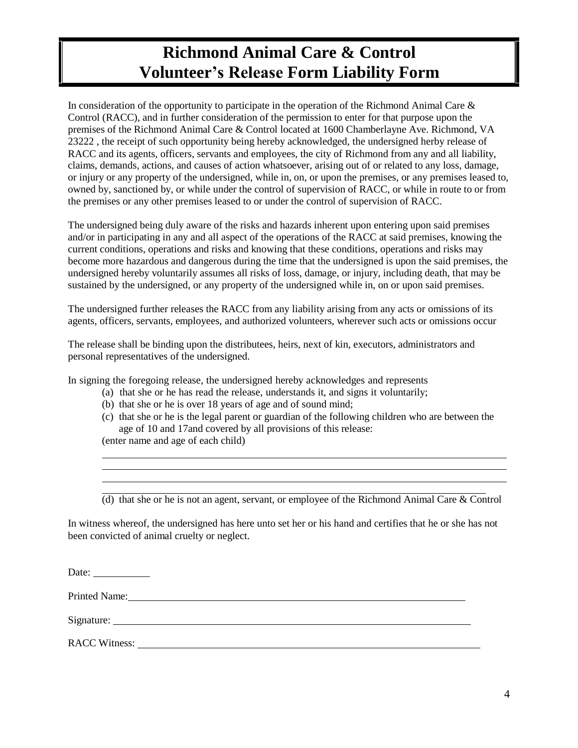# Richmond Animal Care & Control
# Volunteer's Release Form Liability Form

In consideration of the opportunity to participate in the operation of the Richmond Animal Care & Control (RACC), and in further consideration of the permission to enter for that purpose upon the premises of the Richmond Animal Care & Control located at 1600 Chamberlayne Ave. Richmond, VA 23222 , the receipt of such opportunity being hereby acknowledged, the undersigned herby release of RACC and its agents, officers, servants and employees, the city of Richmond from any and all liability, claims, demands, actions, and causes of action whatsoever, arising out of or related to any loss, damage, or injury or any property of the undersigned, while in, on, or upon the premises, or any premises leased to, owned by, sanctioned by, or while under the control of supervision of RACC, or while in route to or from the premises or any other premises leased to or under the control of supervision of RACC.

The undersigned being duly aware of the risks and hazards inherent upon entering upon said premises and/or in participating in any and all aspect of the operations of the RACC at said premises, knowing the current conditions, operations and risks and knowing that these conditions, operations and risks may become more hazardous and dangerous during the time that the undersigned is upon the said premises, the undersigned hereby voluntarily assumes all risks of loss, damage, or injury, including death, that may be sustained by the undersigned, or any property of the undersigned while in, on or upon said premises.

The undersigned further releases the RACC from any liability arising from any acts or omissions of its agents, officers, servants, employees, and authorized volunteers, wherever such acts or omissions occur

The release shall be binding upon the distributees, heirs, next of kin, executors, administrators and personal representatives of the undersigned.

In signing the foregoing release, the undersigned hereby acknowledges and represents

(a) that she or he has read the release, understands it, and signs it voluntarily;
(b) that she or he is over 18 years of age and of sound mind;
(c) that she or he is the legal parent or guardian of the following children who are between the age of 10 and 17and covered by all provisions of this release:

(enter name and age of each child)

\_\_\_\_\_\_\_\_\_\_\_\_\_\_\_\_\_\_\_\_\_\_\_\_\_\_\_\_\_\_\_\_\_\_\_\_\_\_\_\_\_\_\_\_\_\_\_\_\_\_\_\_\_\_\_\_\_\_\_\_

\_\_\_\_\_\_\_\_\_\_\_\_\_\_\_\_\_\_\_\_\_\_\_\_\_\_\_\_\_\_\_\_\_\_\_\_\_\_\_\_\_\_\_\_\_\_\_\_\_\_\_\_\_\_\_\_\_\_\_\_

\_\_\_\_\_\_\_\_\_\_\_\_\_\_\_\_\_\_\_\_\_\_\_\_\_\_\_\_\_\_\_\_\_\_\_\_\_\_\_\_\_\_\_\_\_\_\_\_\_\_\_\_\_\_\_\_\_\_\_\_

\_\_\_\_\_\_\_\_\_\_\_\_\_\_\_\_\_\_\_\_\_\_\_\_\_\_\_\_\_\_\_\_\_\_\_\_\_\_\_\_\_\_\_\_\_\_\_\_\_\_\_\_\_\_\_\_\_\_\_\_

(d) that she or he is not an agent, servant, or employee of the Richmond Animal Care & Control

In witness whereof, the undersigned has here unto set her or his hand and certifies that he or she has not been convicted of animal cruelty or neglect.

Date: \_\_\_\_\_\_\_\_\_\_\_

Printed Name: \_\_\_\_\_\_\_\_\_\_\_\_\_\_\_\_\_\_\_\_\_\_\_\_\_\_\_\_\_\_\_\_\_\_\_\_\_\_\_\_\_\_\_\_\_\_\_\_\_\_\_\_\_\_

Signature: \_\_\_\_\_\_\_\_\_\_\_\_\_\_\_\_\_\_\_\_\_\_\_\_\_\_\_\_\_\_\_\_\_\_\_\_\_\_\_\_\_\_\_\_\_\_\_\_\_\_\_\_\_\_\_\_\_

RACC Witness: \_\_\_\_\_\_\_\_\_\_\_\_\_\_\_\_\_\_\_\_\_\_\_\_\_\_\_\_\_\_\_\_\_\_\_\_\_\_\_\_\_\_\_\_\_\_\_\_\_\_\_\_\_